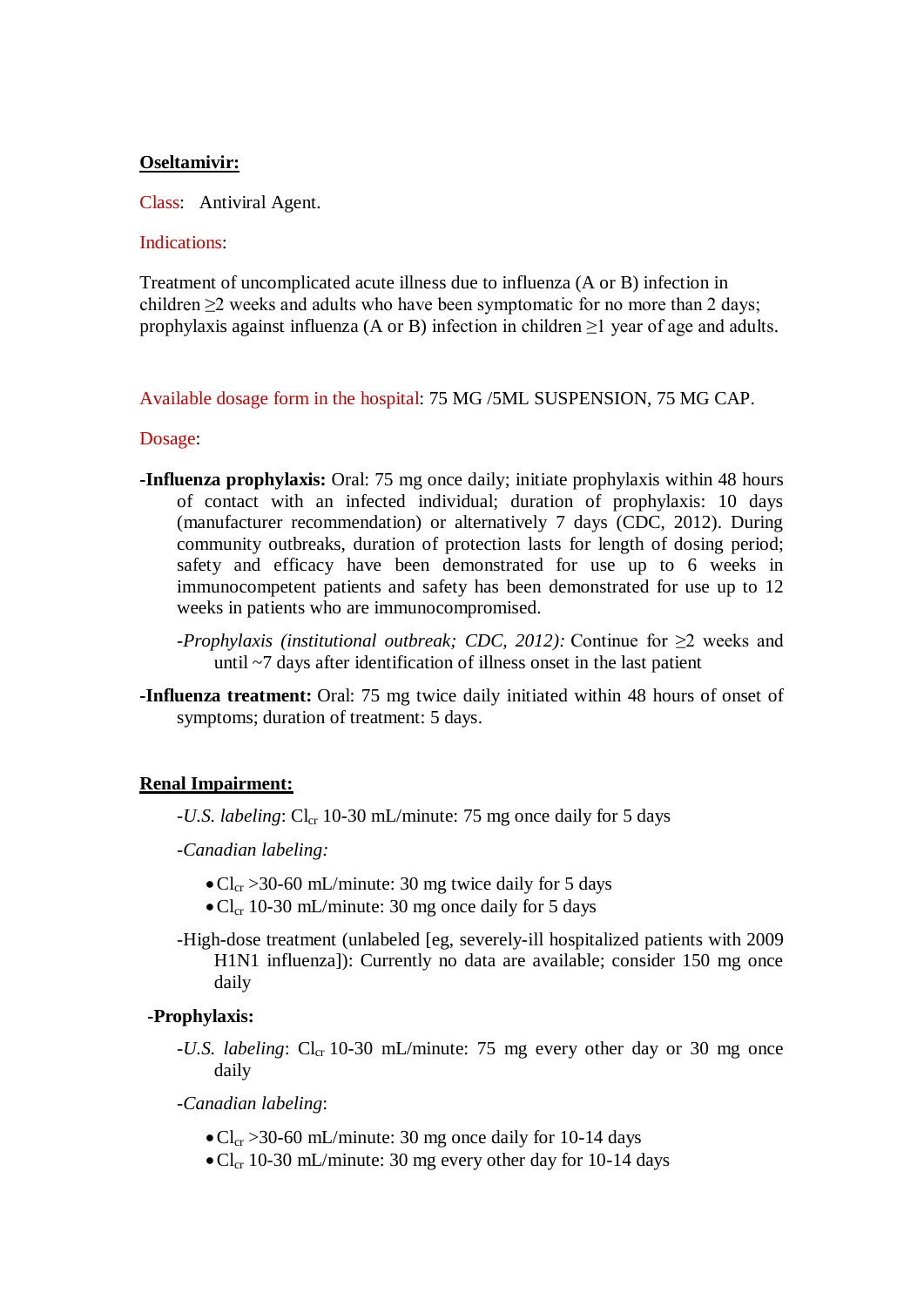**Oseltamivir:**

Class: Antiviral Agent.

Indications:

Treatment of uncomplicated acute illness due to influenza (A or B) infection in children ≥2 weeks and adults who have been symptomatic for no more than 2 days; prophylaxis against influenza (A or B) infection in children ≥1 year of age and adults.

Available dosage form in the hospital: 75 MG /5ML SUSPENSION, 75 MG CAP.

Dosage:

**-Influenza prophylaxis:** Oral: 75 mg once daily; initiate prophylaxis within 48 hours of contact with an infected individual; duration of prophylaxis: 10 days (manufacturer recommendation) or alternatively 7 days (CDC, 2012). During community outbreaks, duration of protection lasts for length of dosing period; safety and efficacy have been demonstrated for use up to 6 weeks in immunocompetent patients and safety has been demonstrated for use up to 12 weeks in patients who are immunocompromised.

-*Prophylaxis (institutional outbreak; CDC, 2012):* Continue for ≥2 weeks and until ~7 days after identification of illness onset in the last patient

**-Influenza treatment:** Oral: 75 mg twice daily initiated within 48 hours of onset of symptoms; duration of treatment: 5 days.

**Renal Impairment:**

-*U.S. labeling*: $Cl_{cr}$ 10-30 mL/minute: 75 mg once daily for 5 days

-*Canadian labeling:*

- $Cl_{cr}$ >30-60 mL/minute: 30 mg twice daily for 5 days
- $Cl_{cr}$ 10-30 mL/minute: 30 mg once daily for 5 days

-High-dose treatment (unlabeled [eg, severely-ill hospitalized patients with 2009 H1N1 influenza]): Currently no data are available; consider 150 mg once daily

**-Prophylaxis:**

-*U.S. labeling*: $Cl_{cr}$ 10-30 mL/minute: 75 mg every other day or 30 mg once daily

-*Canadian labeling*:

- $Cl_{cr}$ >30-60 mL/minute: 30 mg once daily for 10-14 days
- $Cl_{cr}$ 10-30 mL/minute: 30 mg every other day for 10-14 days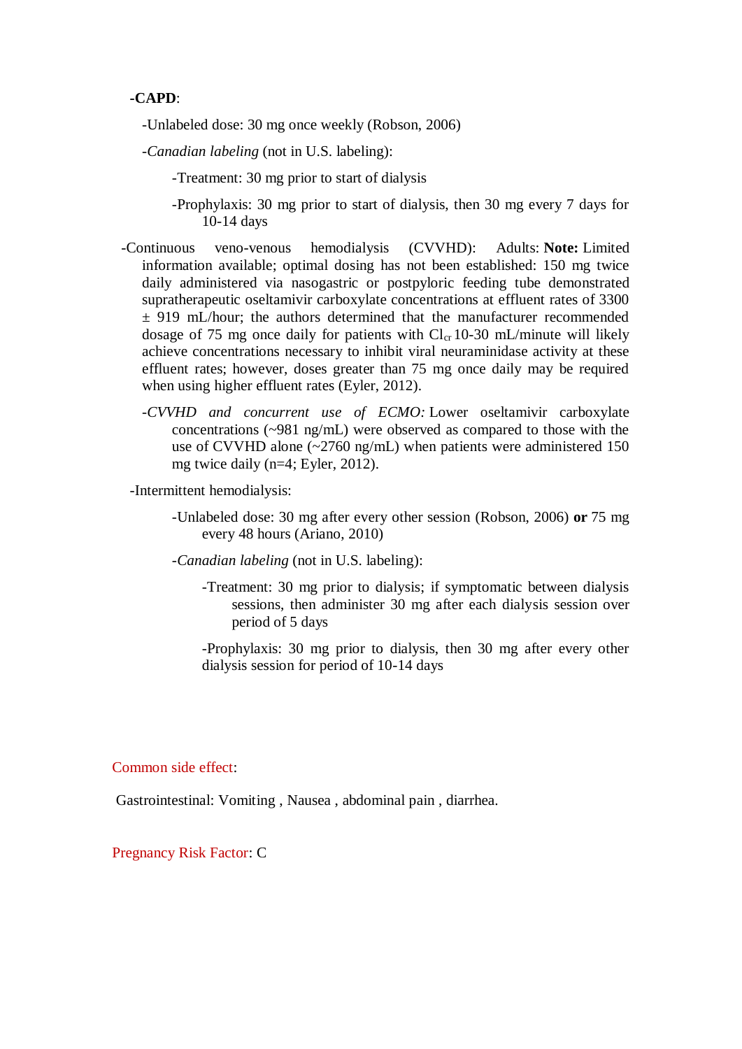**-CAPD**:

- -Unlabeled dose: 30 mg once weekly (Robson, 2006)
- -*Canadian labeling* (not in U.S. labeling):
  - -Treatment: 30 mg prior to start of dialysis
  - -Prophylaxis: 30 mg prior to start of dialysis, then 30 mg every 7 days for 10-14 days

-Continuous veno-venous hemodialysis (CVVHD): Adults: **Note:** Limited information available; optimal dosing has not been established: 150 mg twice daily administered via nasogastric or postpyloric feeding tube demonstrated supratherapeutic oseltamivir carboxylate concentrations at effluent rates of 3300 ± 919 mL/hour; the authors determined that the manufacturer recommended dosage of 75 mg once daily for patients with $Cl_{cr}$ 10-30 mL/minute will likely achieve concentrations necessary to inhibit viral neuraminidase activity at these effluent rates; however, doses greater than 75 mg once daily may be required when using higher effluent rates (Eyler, 2012).

- -*CVVHD and concurrent use of ECMO:* Lower oseltamivir carboxylate concentrations (~981 ng/mL) were observed as compared to those with the use of CVVHD alone (~2760 ng/mL) when patients were administered 150 mg twice daily (n=4; Eyler, 2012).

-Intermittent hemodialysis:

- -Unlabeled dose: 30 mg after every other session (Robson, 2006) **or** 75 mg every 48 hours (Ariano, 2010)
- -*Canadian labeling* (not in U.S. labeling):
  - -Treatment: 30 mg prior to dialysis; if symptomatic between dialysis sessions, then administer 30 mg after each dialysis session over period of 5 days
  - -Prophylaxis: 30 mg prior to dialysis, then 30 mg after every other dialysis session for period of 10-14 days

Common side effect:

Gastrointestinal: Vomiting , Nausea , abdominal pain , diarrhea.

Pregnancy Risk Factor: C